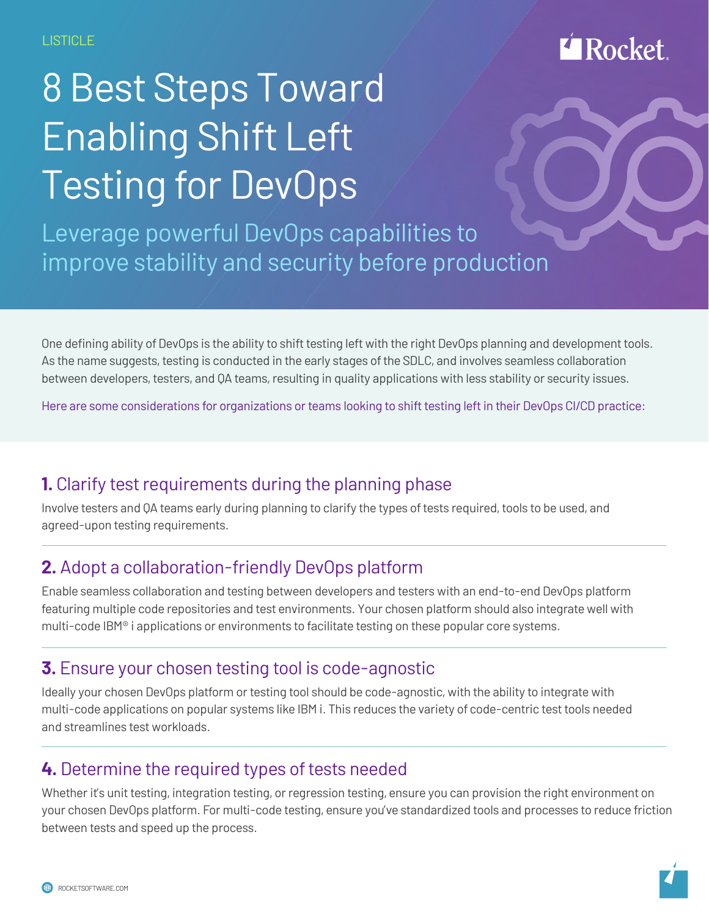LISTICLE

# 8 Best Steps Toward Enabling Shift Left Testing for DevOps

## Leverage powerful DevOps capabilities to improve stability and security before production

One defining ability of DevOps is the ability to shift testing left with the right DevOps planning and development tools. As the name suggests, testing is conducted in the early stages of the SDLC, and involves seamless collaboration between developers, testers, and QA teams, resulting in quality applications with less stability or security issues.

Here are some considerations for organizations or teams looking to shift testing left in their DevOps CI/CD practice:

### **1.** Clarify test requirements during the planning phase

Involve testers and QA teams early during planning to clarify the types of tests required, tools to be used, and agreed-upon testing requirements.

### **2.** Adopt a collaboration-friendly DevOps platform

Enable seamless collaboration and testing between developers and testers with an end-to-end DevOps platform featuring multiple code repositories and test environments. Your chosen platform should also integrate well with multi-code IBM® i applications or environments to facilitate testing on these popular core systems.

### **3.** Ensure your chosen testing tool is code-agnostic

Ideally your chosen DevOps platform or testing tool should be code-agnostic, with the ability to integrate with multi-code applications on popular systems like IBM i. This reduces the variety of code-centric test tools needed and streamlines test workloads.

### **4.** Determine the required types of tests needed

Whether it's unit testing, integration testing, or regression testing, ensure you can provision the right environment on your chosen DevOps platform. For multi-code testing, ensure you've standardized tools and processes to reduce friction between tests and speed up the process.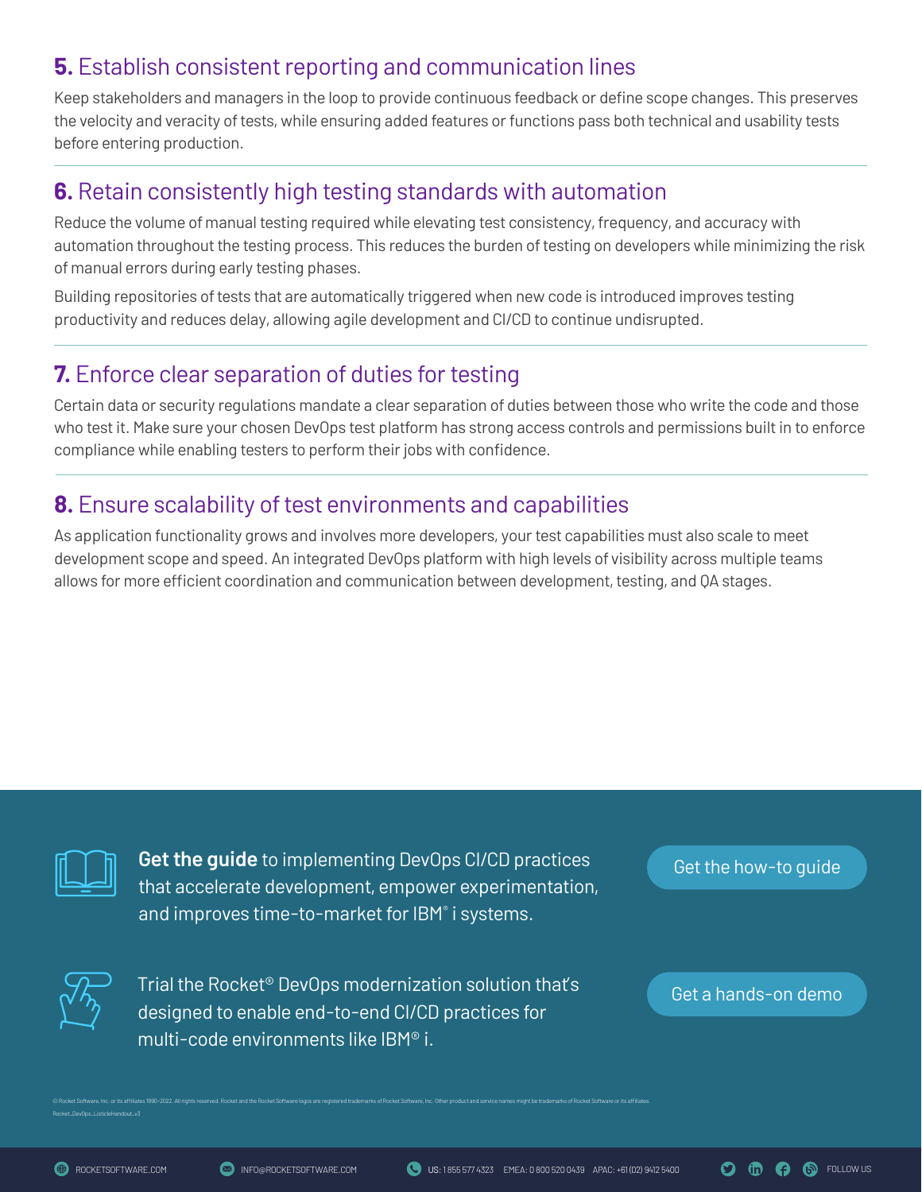## **5.** Establish consistent reporting and communication lines

Keep stakeholders and managers in the loop to provide continuous feedback or define scope changes. This preserves the velocity and veracity of tests, while ensuring added features or functions pass both technical and usability tests before entering production.

## **6.** Retain consistently high testing standards with automation

Reduce the volume of manual testing required while elevating test consistency, frequency, and accuracy with automation throughout the testing process. This reduces the burden of testing on developers while minimizing the risk of manual errors during early testing phases.

Building repositories of tests that are automatically triggered when new code is introduced improves testing productivity and reduces delay, allowing agile development and CI/CD to continue undisrupted.

## **7.** Enforce clear separation of duties for testing

Certain data or security regulations mandate a clear separation of duties between those who write the code and those who test it. Make sure your chosen DevOps test platform has strong access controls and permissions built in to enforce compliance while enabling testers to perform their jobs with confidence.

## **8.** Ensure scalability of test environments and capabilities

As application functionality grows and involves more developers, your test capabilities must also scale to meet development scope and speed. An integrated DevOps platform with high levels of visibility across multiple teams allows for more efficient coordination and communication between development, testing, and QA stages.

**Get the guide** to implementing DevOps CI/CD practices that accelerate development, empower experimentation, and improves time-to-market for IBM® i systems.

Get the how-to guide

Trial the Rocket® DevOps modernization solution that's designed to enable end-to-end CI/CD practices for multi-code environments like IBM® i.

Get a hands-on demo

© Rocket Software, Inc. or its affiliates 1990–2022. All rights reserved. Rocket and the Rocket Software logos are registered trademarks of Rocket Software, Inc. Other product and service names might be trademarks of Rocket Software or its affiliates.

Rocket_DevOps_ListicleHandout_v3

ROCKETSOFTWARE.COM INFO@ROCKETSOFTWARE.COM US: 1 855 577 4323 EMEA: 0 800 520 0439 APAC: +61 (02) 9412 5400 FOLLOW US